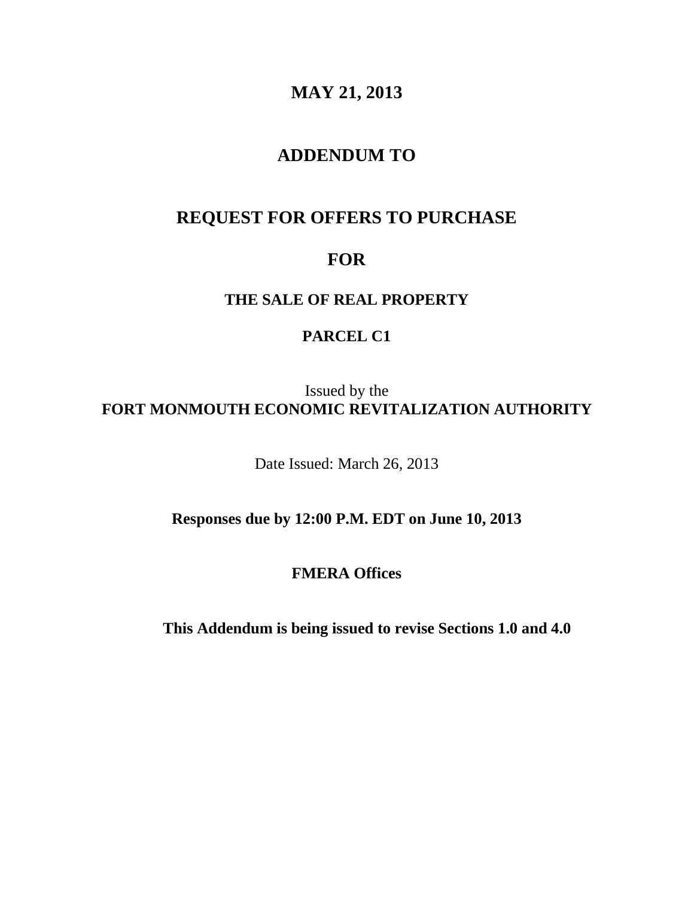# MAY 21, 2013

# ADDENDUM TO

# REQUEST FOR OFFERS TO PURCHASE

# FOR

## THE SALE OF REAL PROPERTY

## PARCEL C1

Issued by the
**FORT MONMOUTH ECONOMIC REVITALIZATION AUTHORITY**

Date Issued: March 26, 2013

**Responses due by 12:00 P.M. EDT on June 10, 2013**

**FMERA Offices**

**This Addendum is being issued to revise Sections 1.0 and 4.0**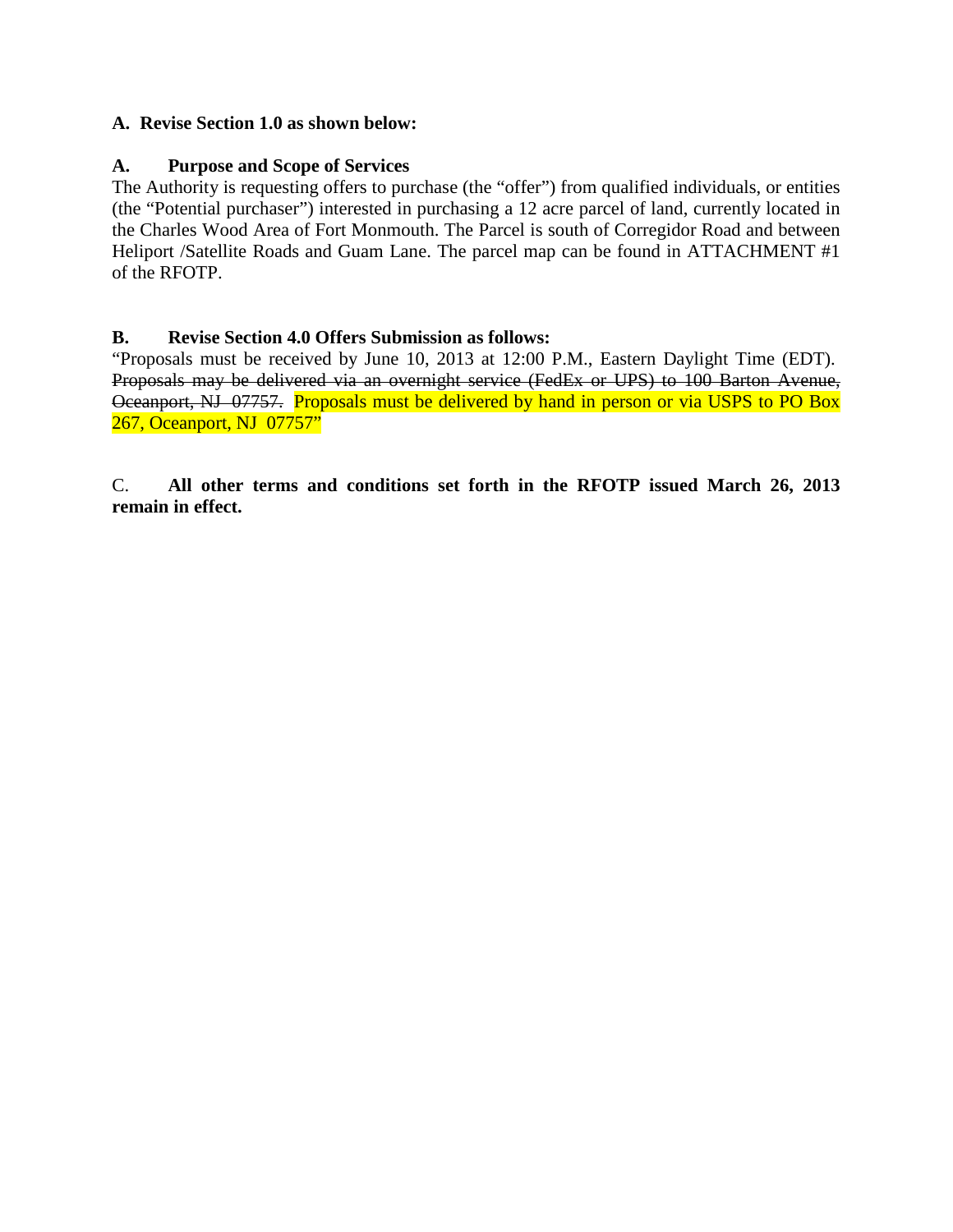**A. Revise Section 1.0 as shown below:**

**A. Purpose and Scope of Services**

The Authority is requesting offers to purchase (the "offer") from qualified individuals, or entities (the "Potential purchaser") interested in purchasing a 12 acre parcel of land, currently located in the Charles Wood Area of Fort Monmouth. The Parcel is south of Corregidor Road and between Heliport /Satellite Roads and Guam Lane. The parcel map can be found in ATTACHMENT #1 of the RFOTP.

**B. Revise Section 4.0 Offers Submission as follows:**

"Proposals must be received by June 10, 2013 at 12:00 P.M., Eastern Daylight Time (EDT). ~~Proposals may be delivered via an overnight service (FedEx or UPS) to 100 Barton Avenue, Oceanport, NJ 07757.~~ Proposals must be delivered by hand in person or via USPS to PO Box 267, Oceanport, NJ 07757"

C. **All other terms and conditions set forth in the RFOTP issued March 26, 2013 remain in effect.**